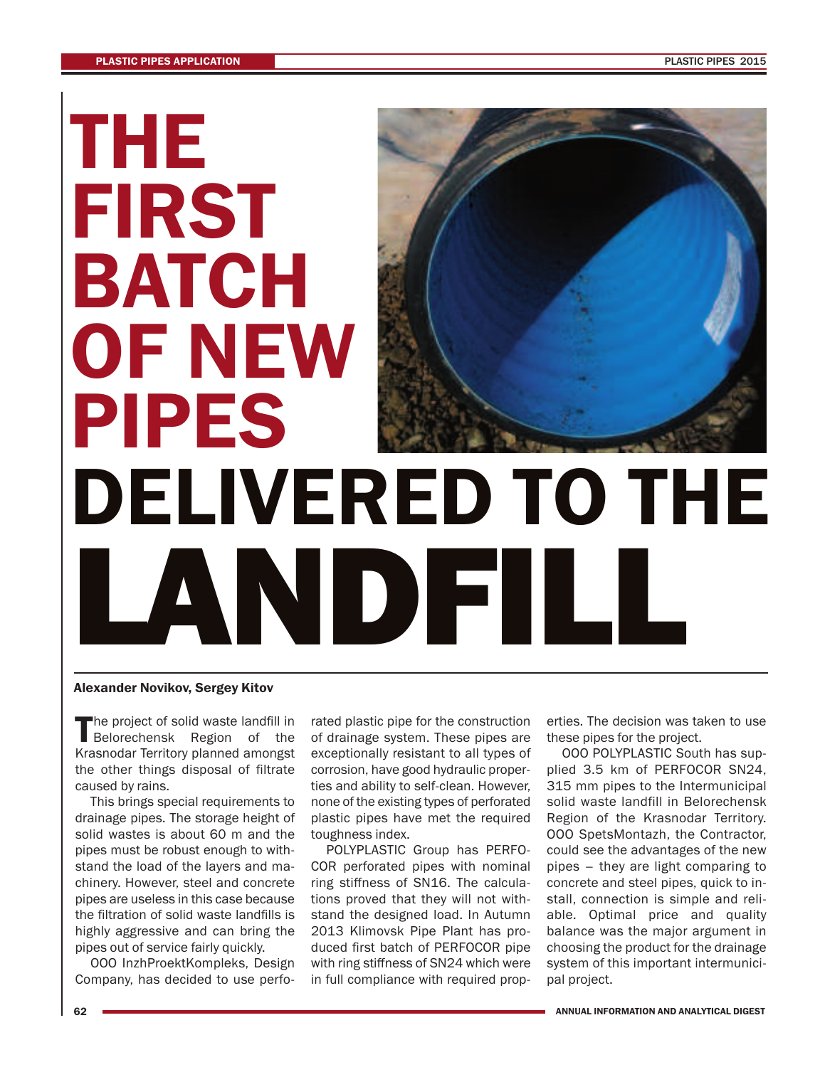# THE FIRST BATCH OF NEW PIPES DELIVERED TO THE LANDFILL

**Alexander Novikov, Sergey Kitov**

The project of solid waste landfill in Belorechensk Region of the Krasnodar Territory planned amongst the other things disposal of filtrate caused by rains.

This brings special requirements to drainage pipes. The storage height of solid wastes is about 60 m and the pipes must be robust enough to withstand the load of the layers and machinery. However, steel and concrete pipes are useless in this case because the filtration of solid waste landfills is highly aggressive and can bring the pipes out of service fairly quickly.

OOO InzhProektKompleks, Design Company, has decided to use perforated plastic pipe for the construction of drainage system. These pipes are exceptionally resistant to all types of corrosion, have good hydraulic properties and ability to self-clean. However, none of the existing types of perforated plastic pipes have met the required toughness index.

POLYPLASTIC Group has PERFOCOR perforated pipes with nominal ring stiffness of SN16. The calculations proved that they will not withstand the designed load. In Autumn 2013 Klimovsk Pipe Plant has produced first batch of PERFOCOR pipe with ring stiffness of SN24 which were in full compliance with required properties. The decision was taken to use these pipes for the project.

OOO POLYPLASTIC South has supplied 3.5 km of PERFOCOR SN24, 315 mm pipes to the Intermunicipal solid waste landfill in Belorechensk Region of the Krasnodar Territory. OOO SpetsMontazh, the Contractor, could see the advantages of the new pipes – they are light comparing to concrete and steel pipes, quick to install, connection is simple and reliable. Optimal price and quality balance was the major argument in choosing the product for the drainage system of this important intermunicipal project.